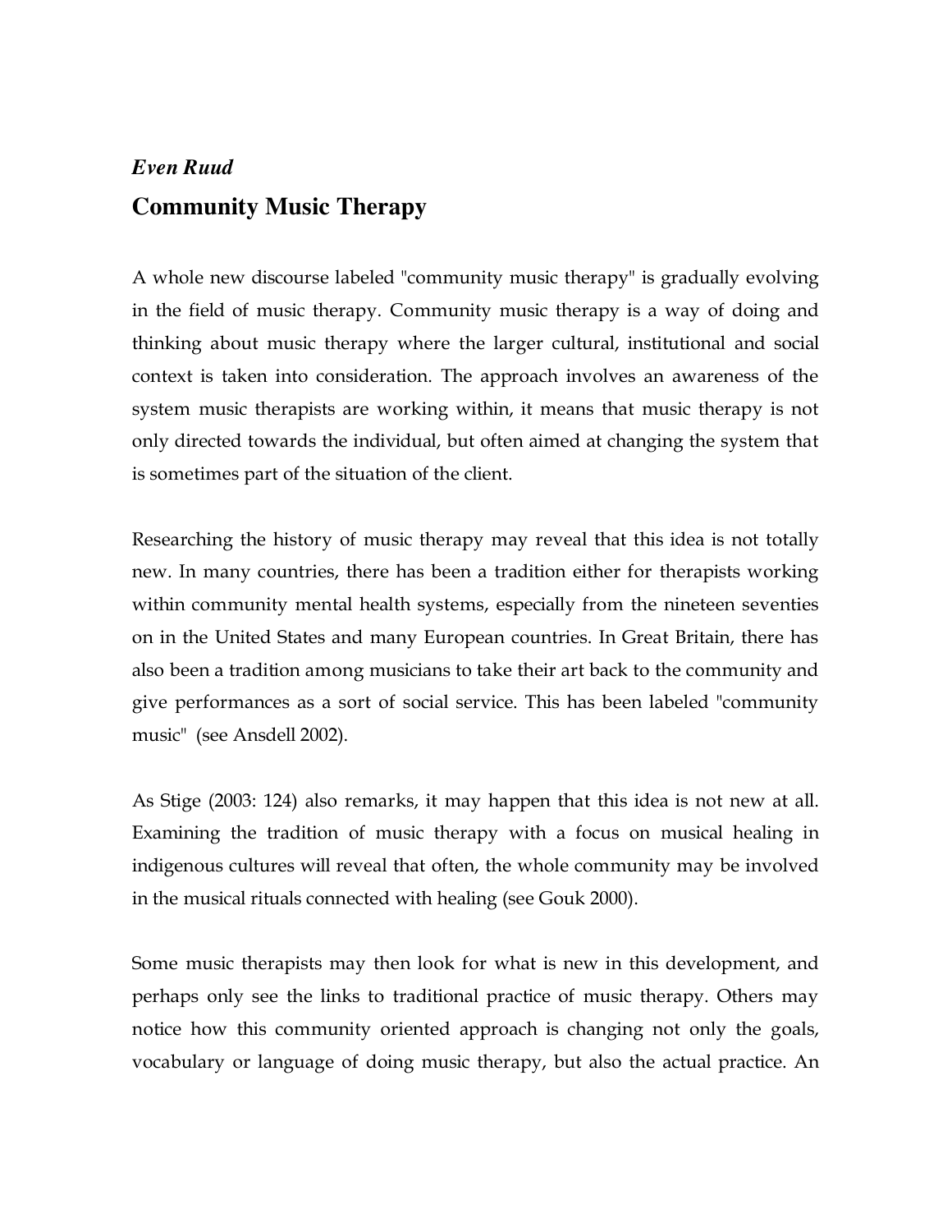*Even Ruud*

# Community Music Therapy

A whole new discourse labeled "community music therapy" is gradually evolving in the field of music therapy. Community music therapy is a way of doing and thinking about music therapy where the larger cultural, institutional and social context is taken into consideration. The approach involves an awareness of the system music therapists are working within, it means that music therapy is not only directed towards the individual, but often aimed at changing the system that is sometimes part of the situation of the client.

Researching the history of music therapy may reveal that this idea is not totally new. In many countries, there has been a tradition either for therapists working within community mental health systems, especially from the nineteen seventies on in the United States and many European countries. In Great Britain, there has also been a tradition among musicians to take their art back to the community and give performances as a sort of social service. This has been labeled "community music" (see Ansdell 2002).

As Stige (2003: 124) also remarks, it may happen that this idea is not new at all. Examining the tradition of music therapy with a focus on musical healing in indigenous cultures will reveal that often, the whole community may be involved in the musical rituals connected with healing (see Gouk 2000).

Some music therapists may then look for what is new in this development, and perhaps only see the links to traditional practice of music therapy. Others may notice how this community oriented approach is changing not only the goals, vocabulary or language of doing music therapy, but also the actual practice. An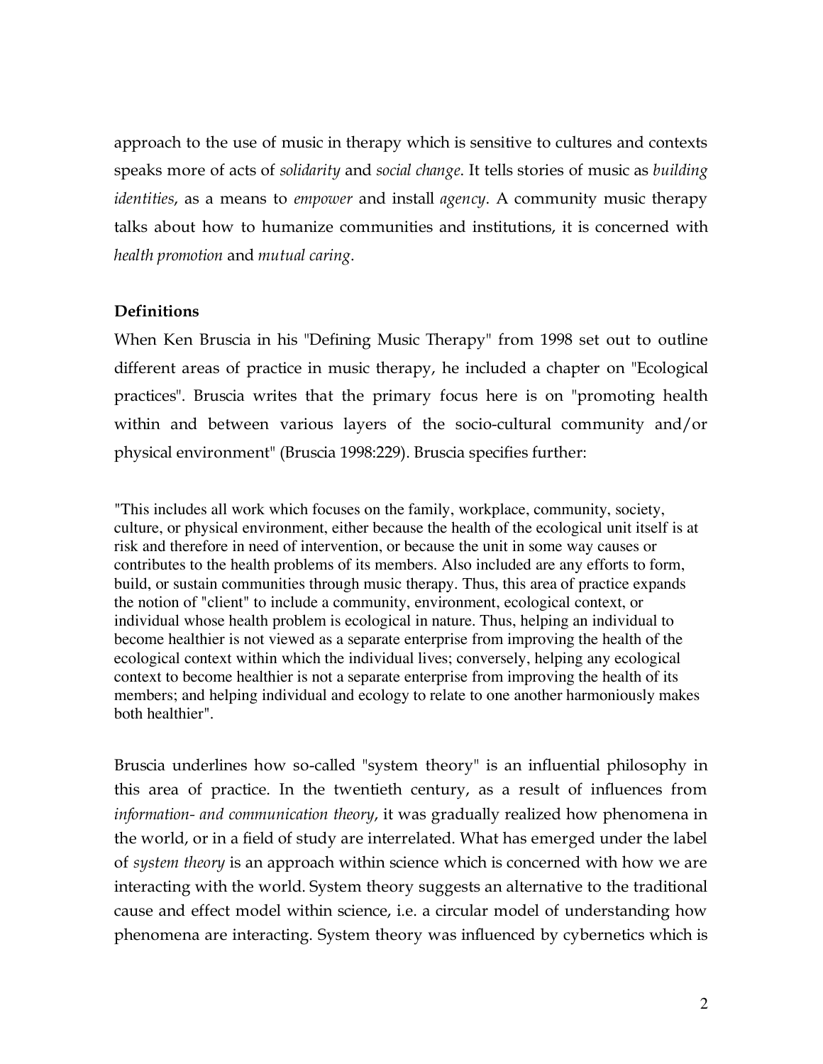approach to the use of music in therapy which is sensitive to cultures and contexts speaks more of acts of *solidarity* and *social change*. It tells stories of music as *building identities*, as a means to *empower* and install *agency*. A community music therapy talks about how to humanize communities and institutions, it is concerned with *health promotion* and *mutual caring*.

**Definitions**

When Ken Bruscia in his "Defining Music Therapy" from 1998 set out to outline different areas of practice in music therapy, he included a chapter on "Ecological practices". Bruscia writes that the primary focus here is on "promoting health within and between various layers of the socio-cultural community and/or physical environment" (Bruscia 1998:229). Bruscia specifies further:

> "This includes all work which focuses on the family, workplace, community, society, culture, or physical environment, either because the health of the ecological unit itself is at risk and therefore in need of intervention, or because the unit in some way causes or contributes to the health problems of its members. Also included are any efforts to form, build, or sustain communities through music therapy. Thus, this area of practice expands the notion of "client" to include a community, environment, ecological context, or individual whose health problem is ecological in nature. Thus, helping an individual to become healthier is not viewed as a separate enterprise from improving the health of the ecological context within which the individual lives; conversely, helping any ecological context to become healthier is not a separate enterprise from improving the health of its members; and helping individual and ecology to relate to one another harmoniously makes both healthier".

Bruscia underlines how so-called "system theory" is an influential philosophy in this area of practice. In the twentieth century, as a result of influences from *information- and communication theory*, it was gradually realized how phenomena in the world, or in a field of study are interrelated. What has emerged under the label of *system theory* is an approach within science which is concerned with how we are interacting with the world. System theory suggests an alternative to the traditional cause and effect model within science, i.e. a circular model of understanding how phenomena are interacting. System theory was influenced by cybernetics which is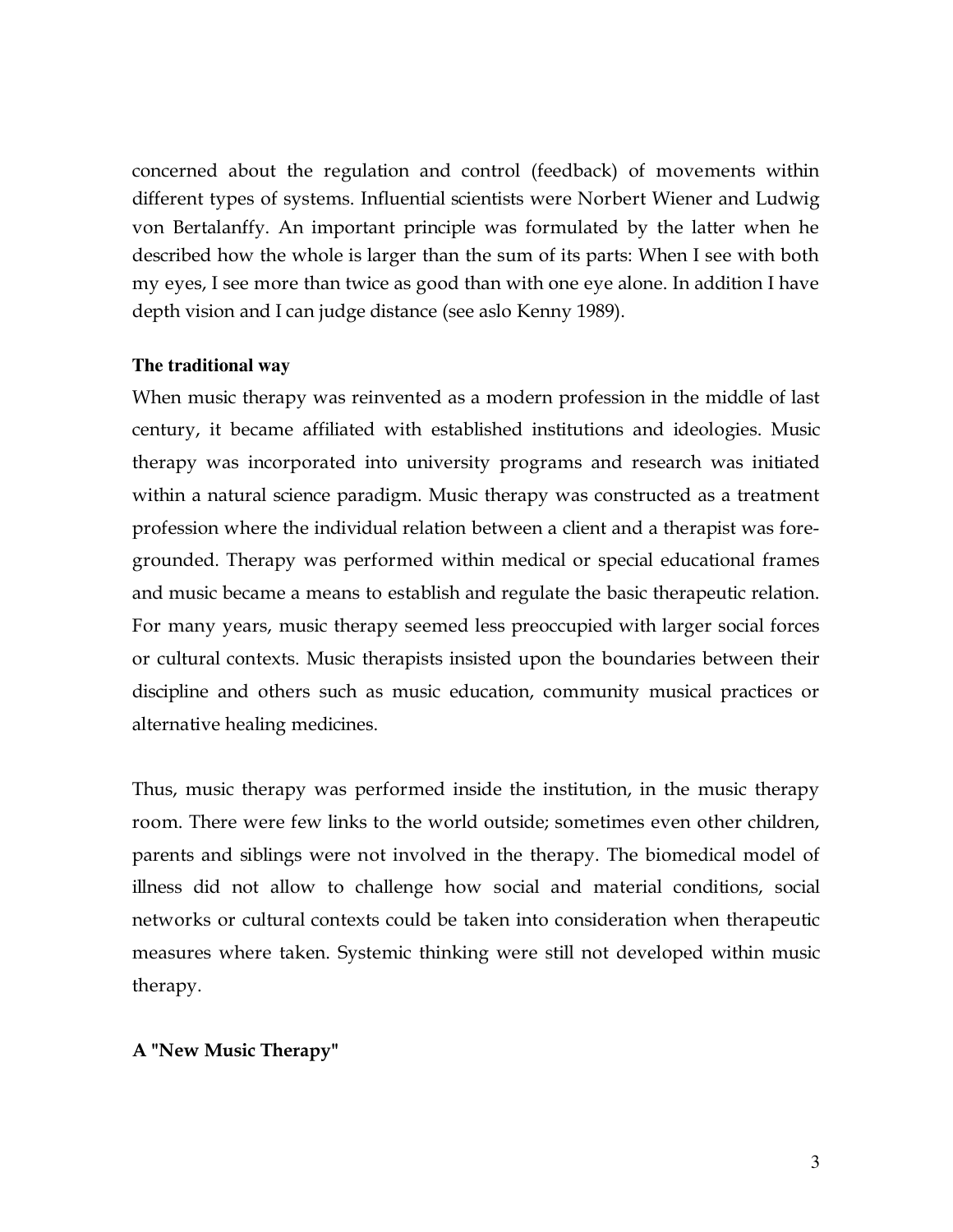concerned about the regulation and control (feedback) of movements within different types of systems. Influential scientists were Norbert Wiener and Ludwig von Bertalanffy. An important principle was formulated by the latter when he described how the whole is larger than the sum of its parts: When I see with both my eyes, I see more than twice as good than with one eye alone. In addition I have depth vision and I can judge distance (see aslo Kenny 1989).

**The traditional way**

When music therapy was reinvented as a modern profession in the middle of last century, it became affiliated with established institutions and ideologies. Music therapy was incorporated into university programs and research was initiated within a natural science paradigm. Music therapy was constructed as a treatment profession where the individual relation between a client and a therapist was fore-grounded. Therapy was performed within medical or special educational frames and music became a means to establish and regulate the basic therapeutic relation. For many years, music therapy seemed less preoccupied with larger social forces or cultural contexts. Music therapists insisted upon the boundaries between their discipline and others such as music education, community musical practices or alternative healing medicines.

Thus, music therapy was performed inside the institution, in the music therapy room. There were few links to the world outside; sometimes even other children, parents and siblings were not involved in the therapy. The biomedical model of illness did not allow to challenge how social and material conditions, social networks or cultural contexts could be taken into consideration when therapeutic measures where taken. Systemic thinking were still not developed within music therapy.

**A "New Music Therapy"**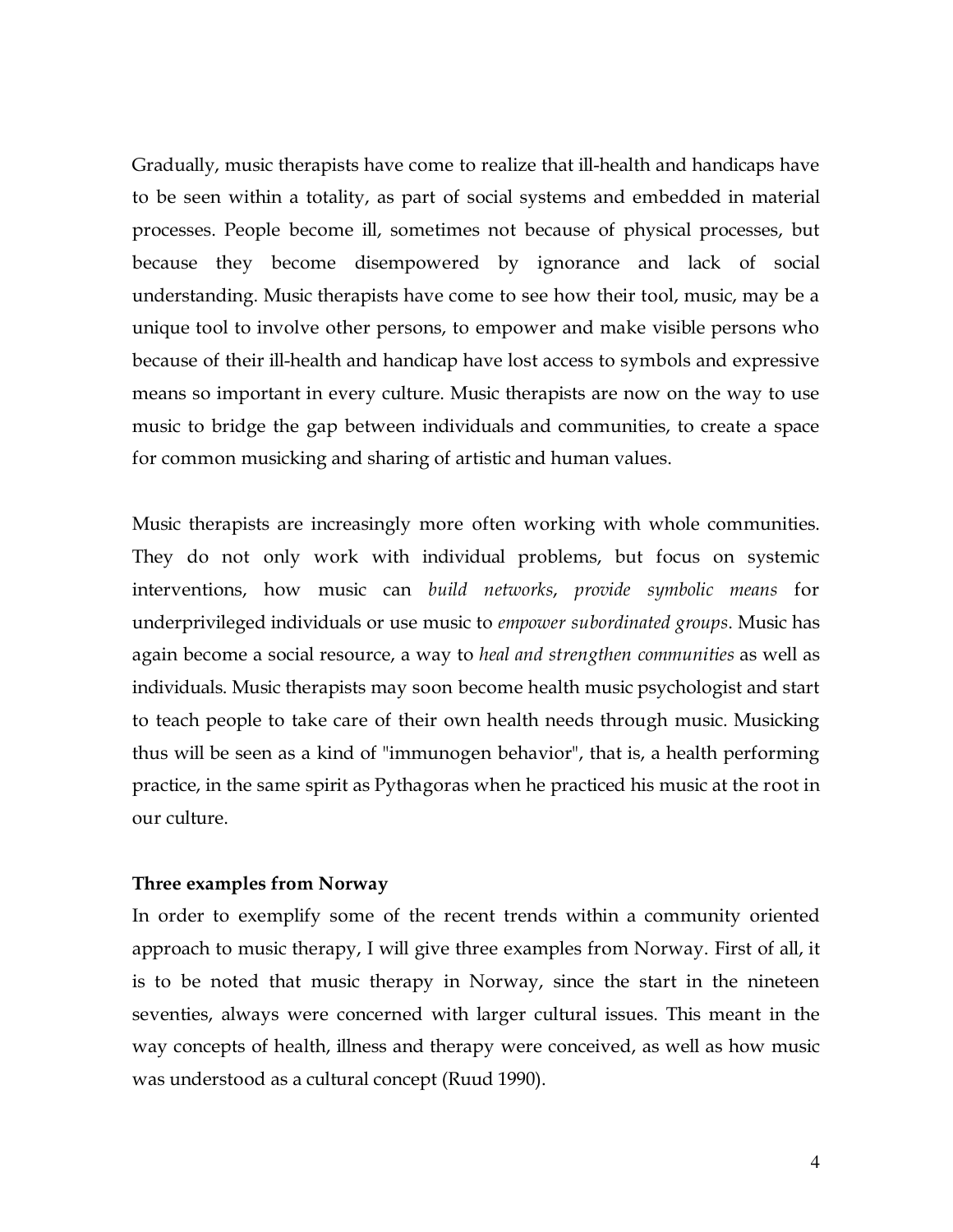Gradually, music therapists have come to realize that ill-health and handicaps have to be seen within a totality, as part of social systems and embedded in material processes. People become ill, sometimes not because of physical processes, but because they become disempowered by ignorance and lack of social understanding. Music therapists have come to see how their tool, music, may be a unique tool to involve other persons, to empower and make visible persons who because of their ill-health and handicap have lost access to symbols and expressive means so important in every culture. Music therapists are now on the way to use music to bridge the gap between individuals and communities, to create a space for common musicking and sharing of artistic and human values.

Music therapists are increasingly more often working with whole communities. They do not only work with individual problems, but focus on systemic interventions, how music can *build networks*, *provide symbolic means* for underprivileged individuals or use music to *empower subordinated groups*. Music has again become a social resource, a way to *heal and strengthen communities* as well as individuals. Music therapists may soon become health music psychologist and start to teach people to take care of their own health needs through music. Musicking thus will be seen as a kind of "immunogen behavior", that is, a health performing practice, in the same spirit as Pythagoras when he practiced his music at the root in our culture.

**Three examples from Norway**

In order to exemplify some of the recent trends within a community oriented approach to music therapy, I will give three examples from Norway. First of all, it is to be noted that music therapy in Norway, since the start in the nineteen seventies, always were concerned with larger cultural issues. This meant in the way concepts of health, illness and therapy were conceived, as well as how music was understood as a cultural concept (Ruud 1990).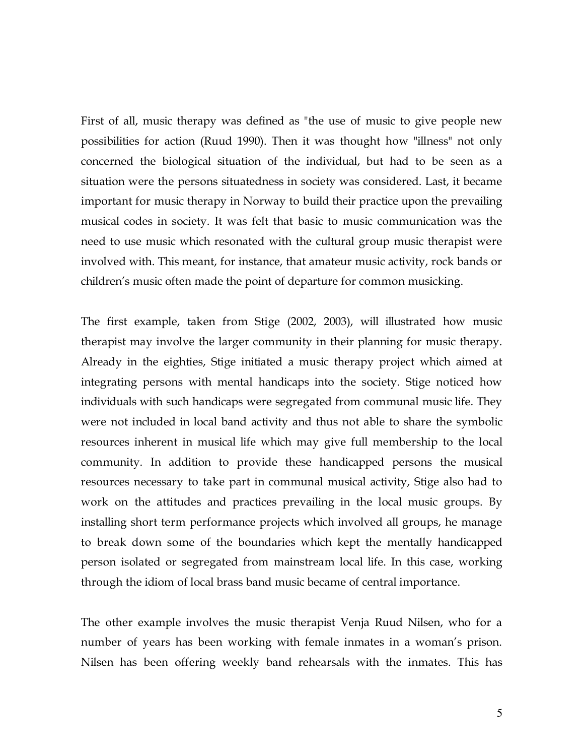First of all, music therapy was defined as "the use of music to give people new possibilities for action (Ruud 1990). Then it was thought how "illness" not only concerned the biological situation of the individual, but had to be seen as a situation were the persons situatedness in society was considered. Last, it became important for music therapy in Norway to build their practice upon the prevailing musical codes in society. It was felt that basic to music communication was the need to use music which resonated with the cultural group music therapist were involved with. This meant, for instance, that amateur music activity, rock bands or children's music often made the point of departure for common musicking.

The first example, taken from Stige (2002, 2003), will illustrated how music therapist may involve the larger community in their planning for music therapy. Already in the eighties, Stige initiated a music therapy project which aimed at integrating persons with mental handicaps into the society. Stige noticed how individuals with such handicaps were segregated from communal music life. They were not included in local band activity and thus not able to share the symbolic resources inherent in musical life which may give full membership to the local community. In addition to provide these handicapped persons the musical resources necessary to take part in communal musical activity, Stige also had to work on the attitudes and practices prevailing in the local music groups. By installing short term performance projects which involved all groups, he manage to break down some of the boundaries which kept the mentally handicapped person isolated or segregated from mainstream local life. In this case, working through the idiom of local brass band music became of central importance.

The other example involves the music therapist Venja Ruud Nilsen, who for a number of years has been working with female inmates in a woman's prison. Nilsen has been offering weekly band rehearsals with the inmates. This has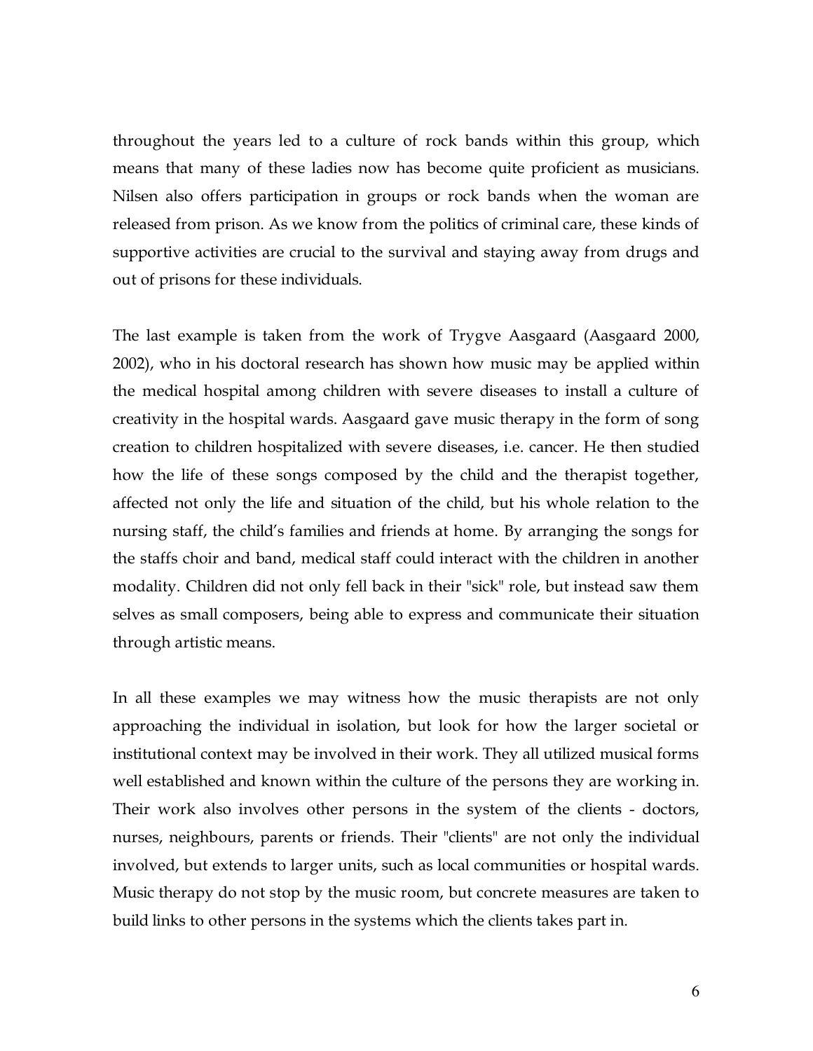throughout the years led to a culture of rock bands within this group, which means that many of these ladies now has become quite proficient as musicians. Nilsen also offers participation in groups or rock bands when the woman are released from prison. As we know from the politics of criminal care, these kinds of supportive activities are crucial to the survival and staying away from drugs and out of prisons for these individuals.

The last example is taken from the work of Trygve Aasgaard (Aasgaard 2000, 2002), who in his doctoral research has shown how music may be applied within the medical hospital among children with severe diseases to install a culture of creativity in the hospital wards. Aasgaard gave music therapy in the form of song creation to children hospitalized with severe diseases, i.e. cancer. He then studied how the life of these songs composed by the child and the therapist together, affected not only the life and situation of the child, but his whole relation to the nursing staff, the child's families and friends at home. By arranging the songs for the staffs choir and band, medical staff could interact with the children in another modality. Children did not only fell back in their "sick" role, but instead saw them selves as small composers, being able to express and communicate their situation through artistic means.

In all these examples we may witness how the music therapists are not only approaching the individual in isolation, but look for how the larger societal or institutional context may be involved in their work. They all utilized musical forms well established and known within the culture of the persons they are working in. Their work also involves other persons in the system of the clients - doctors, nurses, neighbours, parents or friends. Their "clients" are not only the individual involved, but extends to larger units, such as local communities or hospital wards. Music therapy do not stop by the music room, but concrete measures are taken to build links to other persons in the systems which the clients takes part in.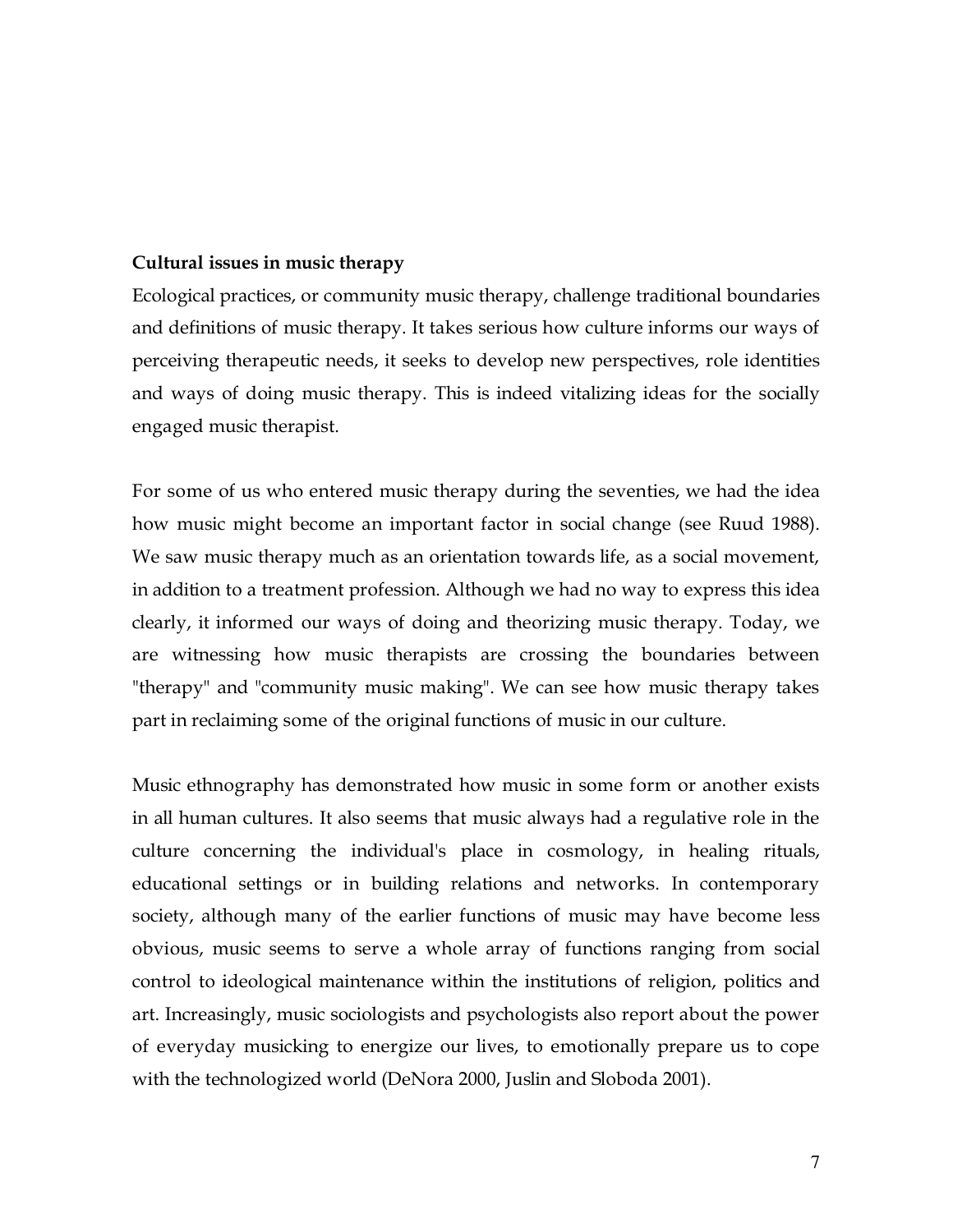**Cultural issues in music therapy**

Ecological practices, or community music therapy, challenge traditional boundaries and definitions of music therapy. It takes serious how culture informs our ways of perceiving therapeutic needs, it seeks to develop new perspectives, role identities and ways of doing music therapy. This is indeed vitalizing ideas for the socially engaged music therapist.

For some of us who entered music therapy during the seventies, we had the idea how music might become an important factor in social change (see Ruud 1988). We saw music therapy much as an orientation towards life, as a social movement, in addition to a treatment profession. Although we had no way to express this idea clearly, it informed our ways of doing and theorizing music therapy. Today, we are witnessing how music therapists are crossing the boundaries between "therapy" and "community music making". We can see how music therapy takes part in reclaiming some of the original functions of music in our culture.

Music ethnography has demonstrated how music in some form or another exists in all human cultures. It also seems that music always had a regulative role in the culture concerning the individual's place in cosmology, in healing rituals, educational settings or in building relations and networks. In contemporary society, although many of the earlier functions of music may have become less obvious, music seems to serve a whole array of functions ranging from social control to ideological maintenance within the institutions of religion, politics and art. Increasingly, music sociologists and psychologists also report about the power of everyday musicking to energize our lives, to emotionally prepare us to cope with the technologized world (DeNora 2000, Juslin and Sloboda 2001).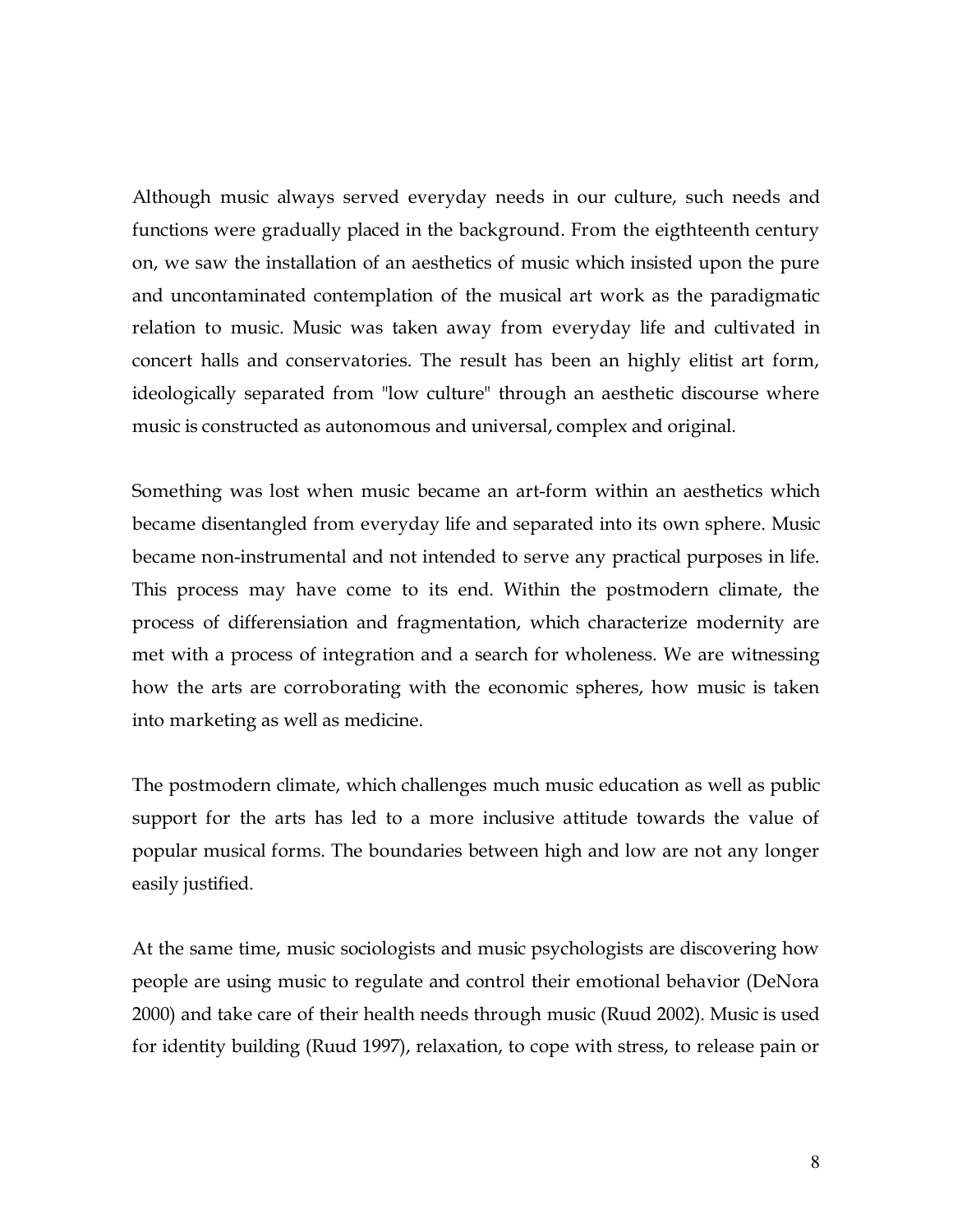Although music always served everyday needs in our culture, such needs and functions were gradually placed in the background. From the eigthteenth century on, we saw the installation of an aesthetics of music which insisted upon the pure and uncontaminated contemplation of the musical art work as the paradigmatic relation to music. Music was taken away from everyday life and cultivated in concert halls and conservatories. The result has been an highly elitist art form, ideologically separated from "low culture" through an aesthetic discourse where music is constructed as autonomous and universal, complex and original.

Something was lost when music became an art-form within an aesthetics which became disentangled from everyday life and separated into its own sphere. Music became non-instrumental and not intended to serve any practical purposes in life. This process may have come to its end. Within the postmodern climate, the process of differensiation and fragmentation, which characterize modernity are met with a process of integration and a search for wholeness. We are witnessing how the arts are corroborating with the economic spheres, how music is taken into marketing as well as medicine.

The postmodern climate, which challenges much music education as well as public support for the arts has led to a more inclusive attitude towards the value of popular musical forms. The boundaries between high and low are not any longer easily justified.

At the same time, music sociologists and music psychologists are discovering how people are using music to regulate and control their emotional behavior (DeNora 2000) and take care of their health needs through music (Ruud 2002). Music is used for identity building (Ruud 1997), relaxation, to cope with stress, to release pain or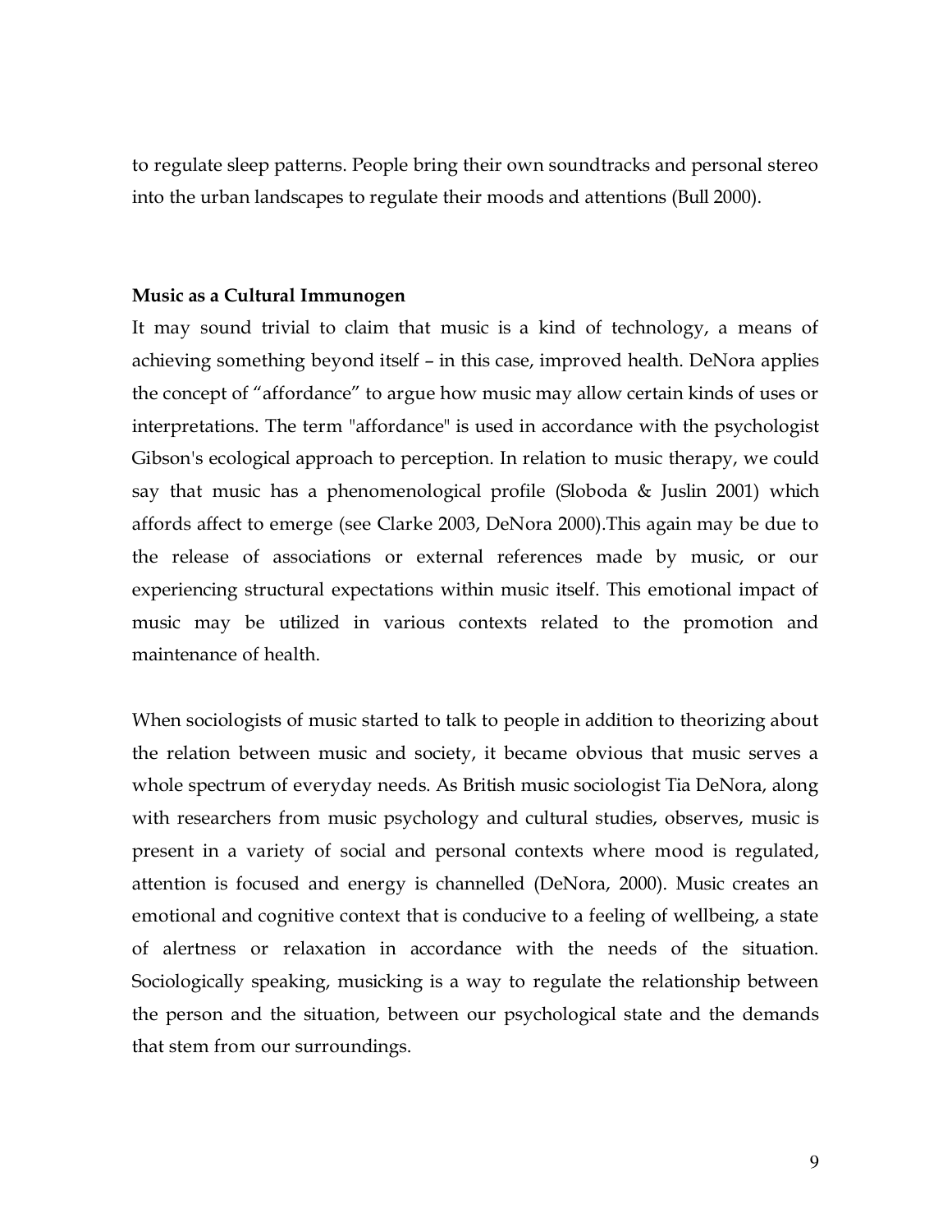to regulate sleep patterns. People bring their own soundtracks and personal stereo into the urban landscapes to regulate their moods and attentions (Bull 2000).

**Music as a Cultural Immunogen**

It may sound trivial to claim that music is a kind of technology, a means of achieving something beyond itself – in this case, improved health. DeNora applies the concept of "affordance" to argue how music may allow certain kinds of uses or interpretations. The term "affordance" is used in accordance with the psychologist Gibson's ecological approach to perception. In relation to music therapy, we could say that music has a phenomenological profile (Sloboda & Juslin 2001) which affords affect to emerge (see Clarke 2003, DeNora 2000).This again may be due to the release of associations or external references made by music, or our experiencing structural expectations within music itself. This emotional impact of music may be utilized in various contexts related to the promotion and maintenance of health.

When sociologists of music started to talk to people in addition to theorizing about the relation between music and society, it became obvious that music serves a whole spectrum of everyday needs. As British music sociologist Tia DeNora, along with researchers from music psychology and cultural studies, observes, music is present in a variety of social and personal contexts where mood is regulated, attention is focused and energy is channelled (DeNora, 2000). Music creates an emotional and cognitive context that is conducive to a feeling of wellbeing, a state of alertness or relaxation in accordance with the needs of the situation. Sociologically speaking, musicking is a way to regulate the relationship between the person and the situation, between our psychological state and the demands that stem from our surroundings.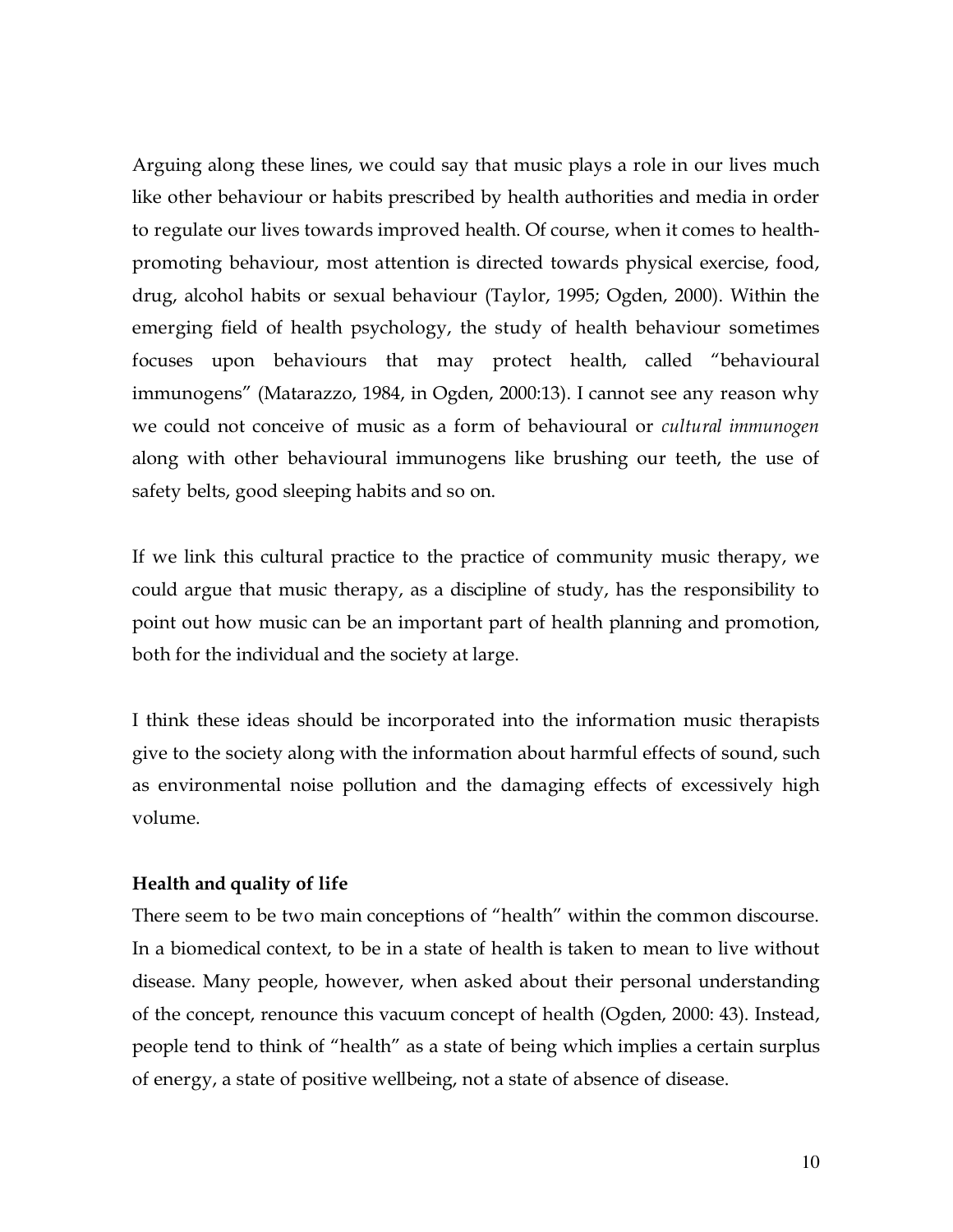Arguing along these lines, we could say that music plays a role in our lives much like other behaviour or habits prescribed by health authorities and media in order to regulate our lives towards improved health. Of course, when it comes to health-promoting behaviour, most attention is directed towards physical exercise, food, drug, alcohol habits or sexual behaviour (Taylor, 1995; Ogden, 2000). Within the emerging field of health psychology, the study of health behaviour sometimes focuses upon behaviours that may protect health, called "behavioural immunogens" (Matarazzo, 1984, in Ogden, 2000:13). I cannot see any reason why we could not conceive of music as a form of behavioural or *cultural immunogen* along with other behavioural immunogens like brushing our teeth, the use of safety belts, good sleeping habits and so on.

If we link this cultural practice to the practice of community music therapy, we could argue that music therapy, as a discipline of study, has the responsibility to point out how music can be an important part of health planning and promotion, both for the individual and the society at large.

I think these ideas should be incorporated into the information music therapists give to the society along with the information about harmful effects of sound, such as environmental noise pollution and the damaging effects of excessively high volume.

**Health and quality of life**

There seem to be two main conceptions of "health" within the common discourse. In a biomedical context, to be in a state of health is taken to mean to live without disease. Many people, however, when asked about their personal understanding of the concept, renounce this vacuum concept of health (Ogden, 2000: 43). Instead, people tend to think of "health" as a state of being which implies a certain surplus of energy, a state of positive wellbeing, not a state of absence of disease.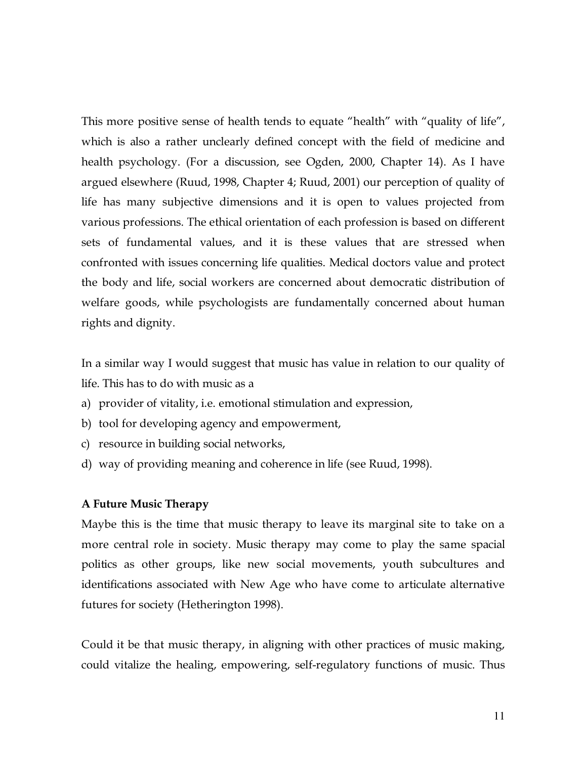This more positive sense of health tends to equate "health" with "quality of life", which is also a rather unclearly defined concept with the field of medicine and health psychology. (For a discussion, see Ogden, 2000, Chapter 14). As I have argued elsewhere (Ruud, 1998, Chapter 4; Ruud, 2001) our perception of quality of life has many subjective dimensions and it is open to values projected from various professions. The ethical orientation of each profession is based on different sets of fundamental values, and it is these values that are stressed when confronted with issues concerning life qualities. Medical doctors value and protect the body and life, social workers are concerned about democratic distribution of welfare goods, while psychologists are fundamentally concerned about human rights and dignity.

In a similar way I would suggest that music has value in relation to our quality of life. This has to do with music as a

a) provider of vitality, i.e. emotional stimulation and expression,
b) tool for developing agency and empowerment,
c) resource in building social networks,
d) way of providing meaning and coherence in life (see Ruud, 1998).

**A Future Music Therapy**

Maybe this is the time that music therapy to leave its marginal site to take on a more central role in society. Music therapy may come to play the same spacial politics as other groups, like new social movements, youth subcultures and identifications associated with New Age who have come to articulate alternative futures for society (Hetherington 1998).

Could it be that music therapy, in aligning with other practices of music making, could vitalize the healing, empowering, self-regulatory functions of music. Thus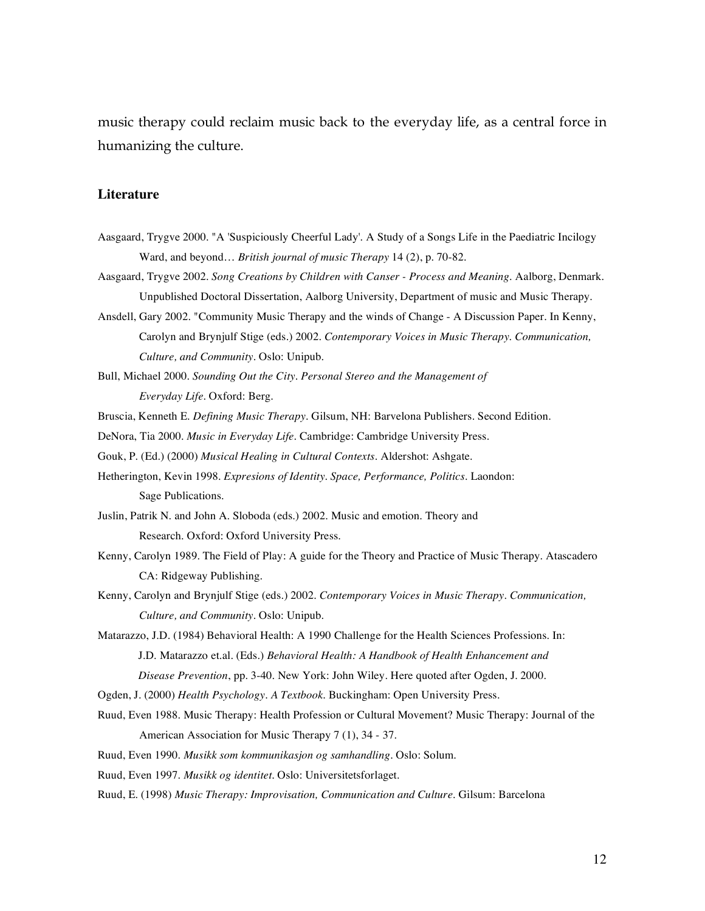music therapy could reclaim music back to the everyday life, as a central force in humanizing the culture.

## Literature

Aasgaard, Trygve 2000. "A 'Suspiciously Cheerful Lady'. A Study of a Songs Life in the Paediatric Incilogy Ward, and beyond… *British journal of music Therapy* 14 (2), p. 70-82.

Aasgaard, Trygve 2002. *Song Creations by Children with Canser - Process and Meaning*. Aalborg, Denmark. Unpublished Doctoral Dissertation, Aalborg University, Department of music and Music Therapy.

Ansdell, Gary 2002. "Community Music Therapy and the winds of Change - A Discussion Paper. In Kenny, Carolyn and Brynjulf Stige (eds.) 2002. *Contemporary Voices in Music Therapy. Communication, Culture, and Community*. Oslo: Unipub.

Bull, Michael 2000. *Sounding Out the City. Personal Stereo and the Management of Everyday Life*. Oxford: Berg.

Bruscia, Kenneth E. *Defining Music Therapy*. Gilsum, NH: Barvelona Publishers. Second Edition.

DeNora, Tia 2000. *Music in Everyday Life*. Cambridge: Cambridge University Press.

Gouk, P. (Ed.) (2000) *Musical Healing in Cultural Contexts*. Aldershot: Ashgate.

Hetherington, Kevin 1998. *Expresions of Identity. Space, Performance, Politics*. Laondon: Sage Publications.

Juslin, Patrik N. and John A. Sloboda (eds.) 2002. Music and emotion. Theory and Research. Oxford: Oxford University Press.

Kenny, Carolyn 1989. The Field of Play: A guide for the Theory and Practice of Music Therapy. Atascadero CA: Ridgeway Publishing.

Kenny, Carolyn and Brynjulf Stige (eds.) 2002. *Contemporary Voices in Music Therapy. Communication, Culture, and Community*. Oslo: Unipub.

Matarazzo, J.D. (1984) Behavioral Health: A 1990 Challenge for the Health Sciences Professions. In: J.D. Matarazzo et.al. (Eds.) *Behavioral Health: A Handbook of Health Enhancement and Disease Prevention*, pp. 3-40. New York: John Wiley. Here quoted after Ogden, J. 2000.

Ogden, J. (2000) *Health Psychology. A Textbook*. Buckingham: Open University Press.

Ruud, Even 1988. Music Therapy: Health Profession or Cultural Movement? Music Therapy: Journal of the American Association for Music Therapy 7 (1), 34 - 37.

Ruud, Even 1990. *Musikk som kommunikasjon og samhandling*. Oslo: Solum.

Ruud, Even 1997. *Musikk og identitet*. Oslo: Universitetsforlaget.

Ruud, E. (1998) *Music Therapy: Improvisation, Communication and Culture*. Gilsum: Barcelona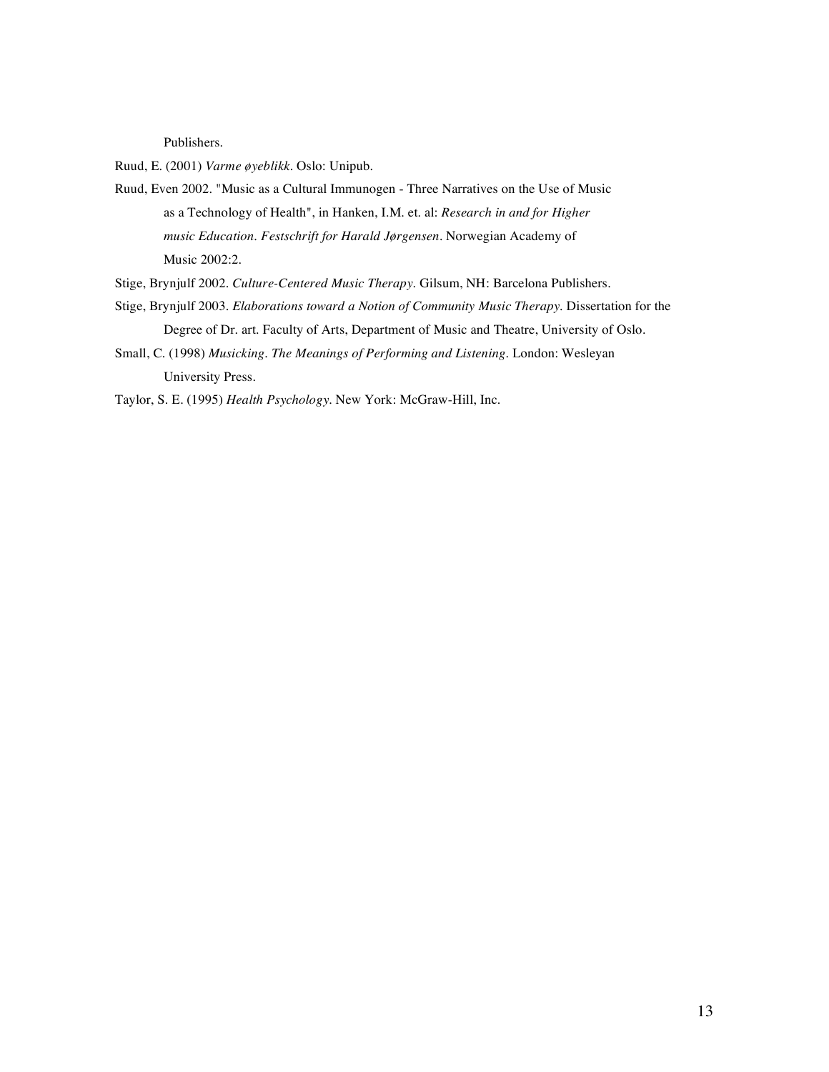Publishers.

Ruud, E. (2001) *Varme øyeblikk*. Oslo: Unipub.

Ruud, Even 2002. "Music as a Cultural Immunogen - Three Narratives on the Use of Music as a Technology of Health", in Hanken, I.M. et. al: *Research in and for Higher music Education. Festschrift for Harald Jørgensen*. Norwegian Academy of Music 2002:2.

Stige, Brynjulf 2002. *Culture-Centered Music Therapy*. Gilsum, NH: Barcelona Publishers.

Stige, Brynjulf 2003. *Elaborations toward a Notion of Community Music Therapy*. Dissertation for the Degree of Dr. art. Faculty of Arts, Department of Music and Theatre, University of Oslo.

Small, C. (1998) *Musicking. The Meanings of Performing and Listening*. London: Wesleyan University Press.

Taylor, S. E. (1995) *Health Psychology*. New York: McGraw-Hill, Inc.